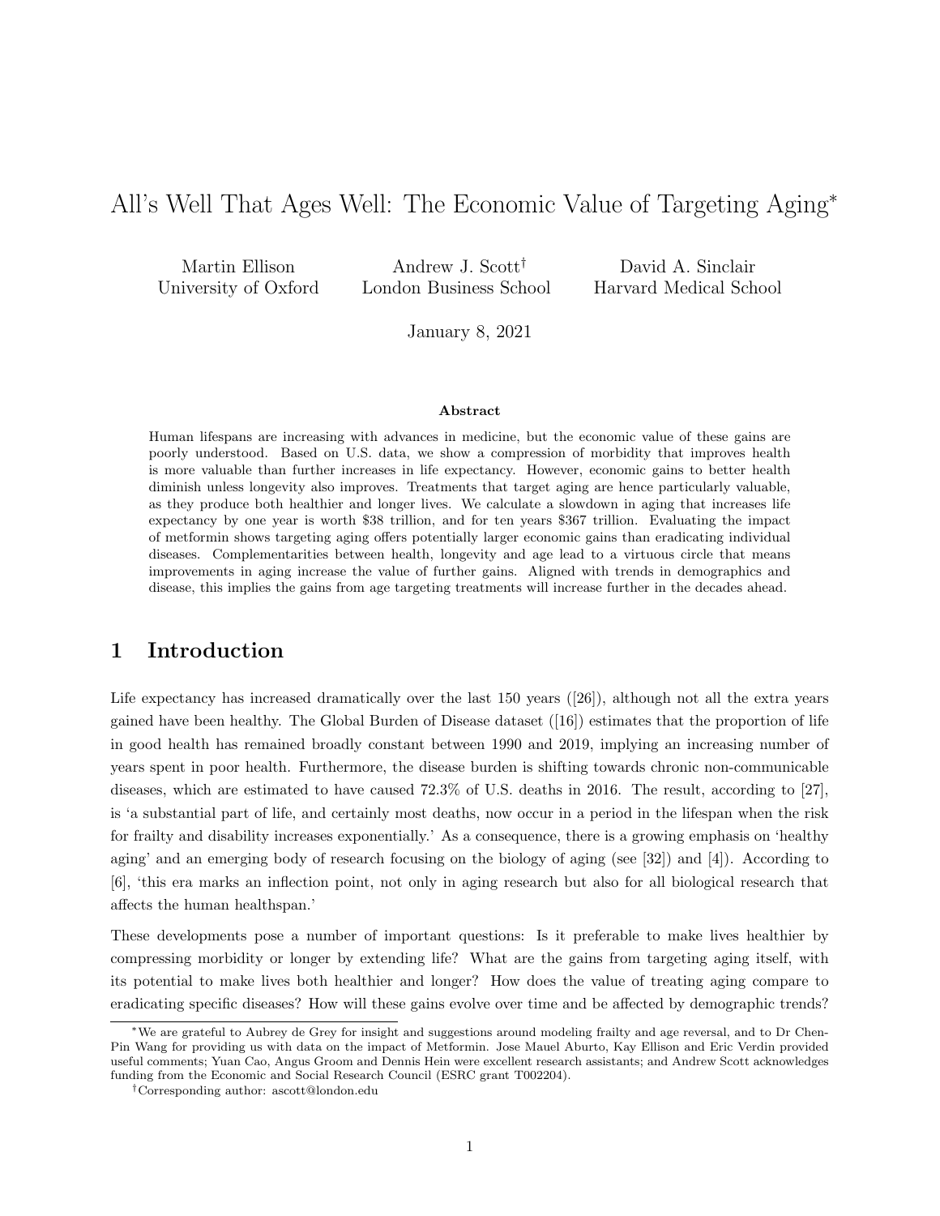# All's Well That Ages Well: The Economic Value of Targeting Aging*

Martin Ellison
University of Oxford

Andrew J. Scott†
London Business School

David A. Sinclair
Harvard Medical School

January 8, 2021

### Abstract

Human lifespans are increasing with advances in medicine, but the economic value of these gains are poorly understood. Based on U.S. data, we show a compression of morbidity that improves health is more valuable than further increases in life expectancy. However, economic gains to better health diminish unless longevity also improves. Treatments that target aging are hence particularly valuable, as they produce both healthier and longer lives. We calculate a slowdown in aging that increases life expectancy by one year is worth $38 trillion, and for ten years $367 trillion. Evaluating the impact of metformin shows targeting aging offers potentially larger economic gains than eradicating individual diseases. Complementarities between health, longevity and age lead to a virtuous circle that means improvements in aging increase the value of further gains. Aligned with trends in demographics and disease, this implies the gains from age targeting treatments will increase further in the decades ahead.

## 1 Introduction

Life expectancy has increased dramatically over the last 150 years ([26]), although not all the extra years gained have been healthy. The Global Burden of Disease dataset ([16]) estimates that the proportion of life in good health has remained broadly constant between 1990 and 2019, implying an increasing number of years spent in poor health. Furthermore, the disease burden is shifting towards chronic non-communicable diseases, which are estimated to have caused 72.3% of U.S. deaths in 2016. The result, according to [27], is 'a substantial part of life, and certainly most deaths, now occur in a period in the lifespan when the risk for frailty and disability increases exponentially.' As a consequence, there is a growing emphasis on 'healthy aging' and an emerging body of research focusing on the biology of aging (see [32]) and [4]). According to [6], 'this era marks an inflection point, not only in aging research but also for all biological research that affects the human healthspan.'

These developments pose a number of important questions: Is it preferable to make lives healthier by compressing morbidity or longer by extending life? What are the gains from targeting aging itself, with its potential to make lives both healthier and longer? How does the value of treating aging compare to eradicating specific diseases? How will these gains evolve over time and be affected by demographic trends?

*We are grateful to Aubrey de Grey for insight and suggestions around modeling frailty and age reversal, and to Dr Chen-Pin Wang for providing us with data on the impact of Metformin. Jose Mauel Aburto, Kay Ellison and Eric Verdin provided useful comments; Yuan Cao, Angus Groom and Dennis Hein were excellent research assistants; and Andrew Scott acknowledges funding from the Economic and Social Research Council (ESRC grant T002204).

†Corresponding author: ascott@london.edu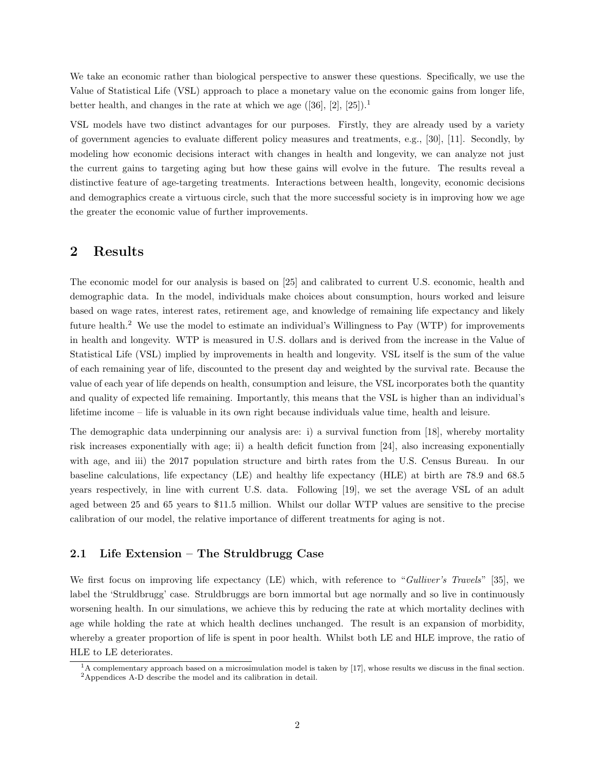We take an economic rather than biological perspective to answer these questions. Specifically, we use the Value of Statistical Life (VSL) approach to place a monetary value on the economic gains from longer life, better health, and changes in the rate at which we age ([36], [2], [25]).[1]

VSL models have two distinct advantages for our purposes. Firstly, they are already used by a variety of government agencies to evaluate different policy measures and treatments, e.g., [30], [11]. Secondly, by modeling how economic decisions interact with changes in health and longevity, we can analyze not just the current gains to targeting aging but how these gains will evolve in the future. The results reveal a distinctive feature of age-targeting treatments. Interactions between health, longevity, economic decisions and demographics create a virtuous circle, such that the more successful society is in improving how we age the greater the economic value of further improvements.

## 2 Results

The economic model for our analysis is based on [25] and calibrated to current U.S. economic, health and demographic data. In the model, individuals make choices about consumption, hours worked and leisure based on wage rates, interest rates, retirement age, and knowledge of remaining life expectancy and likely future health.[2] We use the model to estimate an individual's Willingness to Pay (WTP) for improvements in health and longevity. WTP is measured in U.S. dollars and is derived from the increase in the Value of Statistical Life (VSL) implied by improvements in health and longevity. VSL itself is the sum of the value of each remaining year of life, discounted to the present day and weighted by the survival rate. Because the value of each year of life depends on health, consumption and leisure, the VSL incorporates both the quantity and quality of expected life remaining. Importantly, this means that the VSL is higher than an individual's lifetime income – life is valuable in its own right because individuals value time, health and leisure.

The demographic data underpinning our analysis are: i) a survival function from [18], whereby mortality risk increases exponentially with age; ii) a health deficit function from [24], also increasing exponentially with age, and iii) the 2017 population structure and birth rates from the U.S. Census Bureau. In our baseline calculations, life expectancy (LE) and healthy life expectancy (HLE) at birth are 78.9 and 68.5 years respectively, in line with current U.S. data. Following [19], we set the average VSL of an adult aged between 25 and 65 years to $11.5 million. Whilst our dollar WTP values are sensitive to the precise calibration of our model, the relative importance of different treatments for aging is not.

### 2.1 Life Extension – The Struldbrugg Case

We first focus on improving life expectancy (LE) which, with reference to "*Gulliver's Travels*" [35], we label the 'Struldbrugg' case. Struldbruggs are born immortal but age normally and so live in continuously worsening health. In our simulations, we achieve this by reducing the rate at which mortality declines with age while holding the rate at which health declines unchanged. The result is an expansion of morbidity, whereby a greater proportion of life is spent in poor health. Whilst both LE and HLE improve, the ratio of HLE to LE deteriorates.

---

[1] A complementary approach based on a microsimulation model is taken by [17], whose results we discuss in the final section.

[2] Appendices A-D describe the model and its calibration in detail.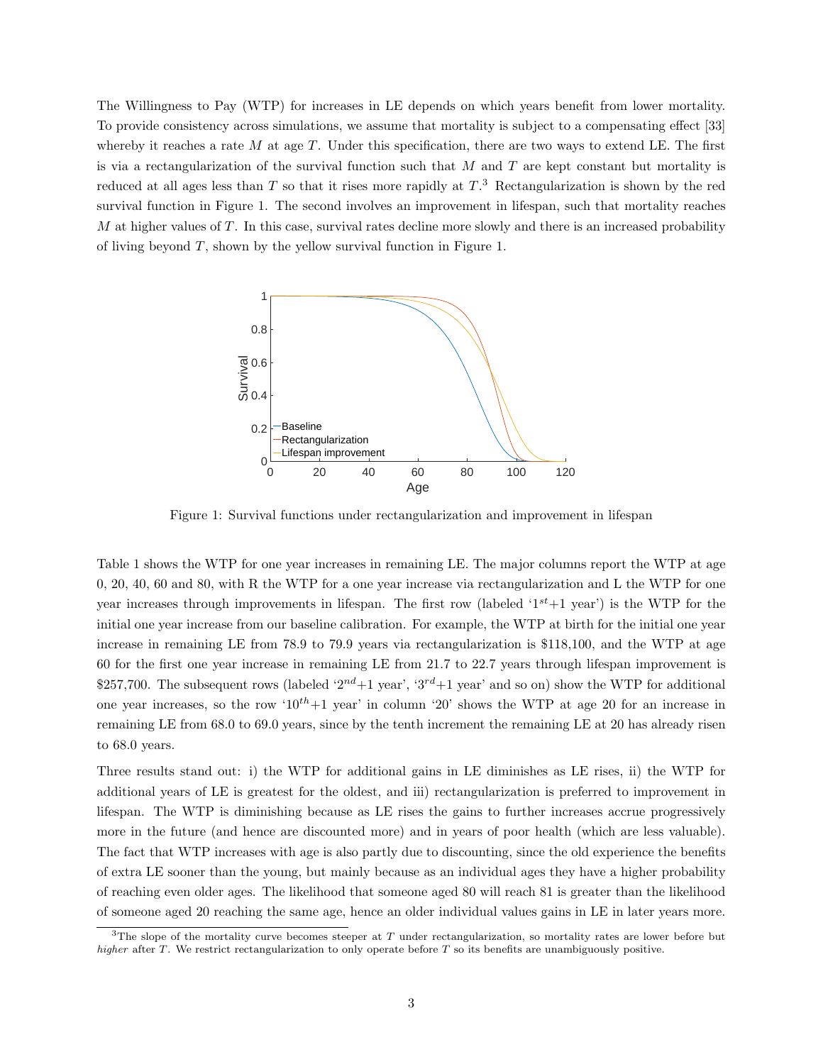The Willingness to Pay (WTP) for increases in LE depends on which years benefit from lower mortality. To provide consistency across simulations, we assume that mortality is subject to a compensating effect [33] whereby it reaches a rate $M$ at age $T$. Under this specification, there are two ways to extend LE. The first is via a rectangularization of the survival function such that $M$ and $T$ are kept constant but mortality is reduced at all ages less than $T$ so that it rises more rapidly at $T$.[3] Rectangularization is shown by the red survival function in Figure 1. The second involves an improvement in lifespan, such that mortality reaches $M$ at higher values of $T$. In this case, survival rates decline more slowly and there is an increased probability of living beyond $T$, shown by the yellow survival function in Figure 1.

Figure 1: Survival functions under rectangularization and improvement in lifespan

Table 1 shows the WTP for one year increases in remaining LE. The major columns report the WTP at age 0, 20, 40, 60 and 80, with R the WTP for a one year increase via rectangularization and L the WTP for one year increases through improvements in lifespan. The first row (labeled '$1^{st}$+1 year') is the WTP for the initial one year increase from our baseline calibration. For example, the WTP at birth for the initial one year increase in remaining LE from 78.9 to 79.9 years via rectangularization is \$118,100, and the WTP at age 60 for the first one year increase in remaining LE from 21.7 to 22.7 years through lifespan improvement is \$257,700. The subsequent rows (labeled '$2^{nd}$+1 year', '$3^{rd}$+1 year' and so on) show the WTP for additional one year increases, so the row '$10^{th}$+1 year' in column '20' shows the WTP at age 20 for an increase in remaining LE from 68.0 to 69.0 years, since by the tenth increment the remaining LE at 20 has already risen to 68.0 years.

Three results stand out: i) the WTP for additional gains in LE diminishes as LE rises, ii) the WTP for additional years of LE is greatest for the oldest, and iii) rectangularization is preferred to improvement in lifespan. The WTP is diminishing because as LE rises the gains to further increases accrue progressively more in the future (and hence are discounted more) and in years of poor health (which are less valuable). The fact that WTP increases with age is also partly due to discounting, since the old experience the benefits of extra LE sooner than the young, but mainly because as an individual ages they have a higher probability of reaching even older ages. The likelihood that someone aged 80 will reach 81 is greater than the likelihood of someone aged 20 reaching the same age, hence an older individual values gains in LE in later years more.

[3] The slope of the mortality curve becomes steeper at $T$ under rectangularization, so mortality rates are lower before but *higher* after $T$. We restrict rectangularization to only operate before $T$ so its benefits are unambiguously positive.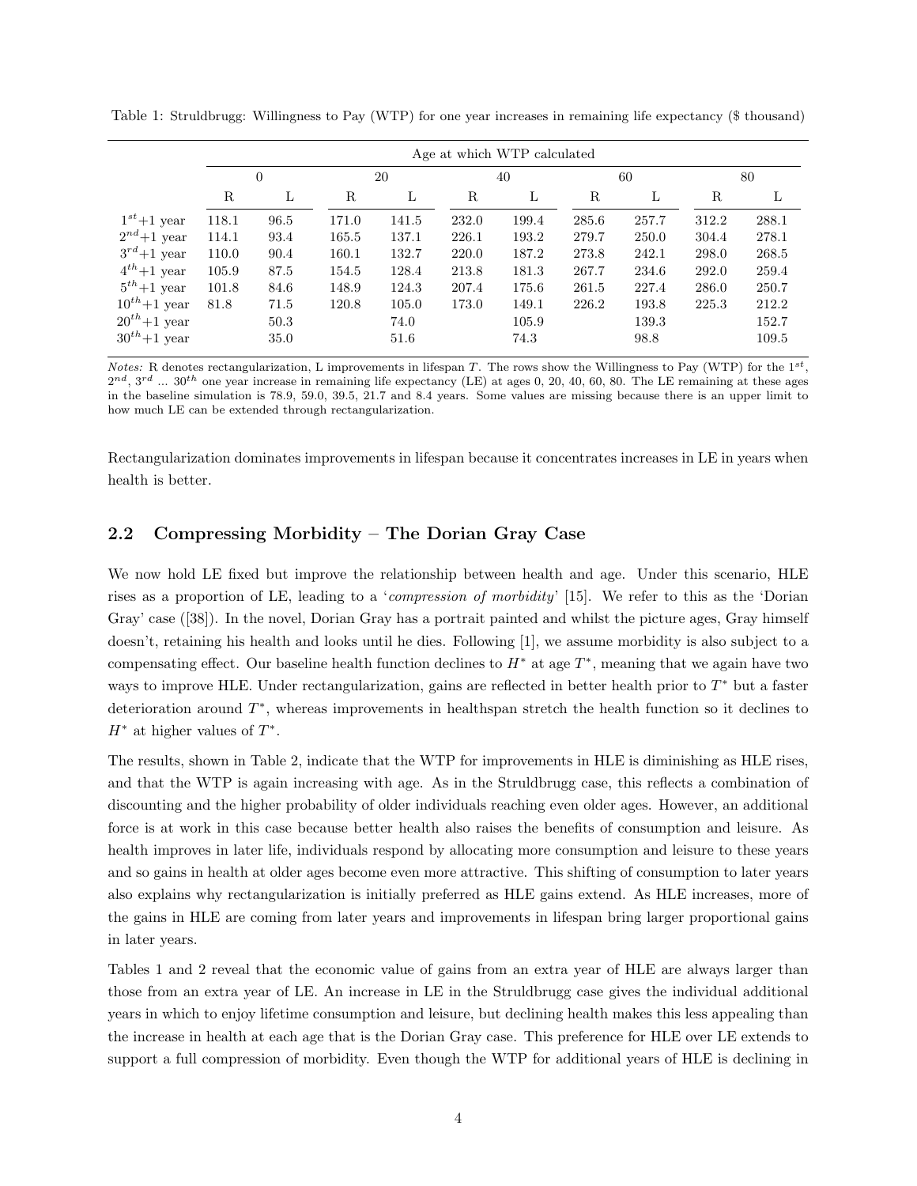Table 1: Struldbrugg: Willingness to Pay (WTP) for one year increases in remaining life expectancy ($ thousand)

| | Age at which WTP calculated | | | | | | | | | |
|---|---|---|---|---|---|---|---|---|---|---|
| | 0 | | 20 | | 40 | | 60 | | 80 | |
| | R | L | R | L | R | L | R | L | R | L |
| $1^{st}$+1 year | 118.1 | 96.5 | 171.0 | 141.5 | 232.0 | 199.4 | 285.6 | 257.7 | 312.2 | 288.1 |
| $2^{nd}$+1 year | 114.1 | 93.4 | 165.5 | 137.1 | 226.1 | 193.2 | 279.7 | 250.0 | 304.4 | 278.1 |
| $3^{rd}$+1 year | 110.0 | 90.4 | 160.1 | 132.7 | 220.0 | 187.2 | 273.8 | 242.1 | 298.0 | 268.5 |
| $4^{th}$+1 year | 105.9 | 87.5 | 154.5 | 128.4 | 213.8 | 181.3 | 267.7 | 234.6 | 292.0 | 259.4 |
| $5^{th}$+1 year | 101.8 | 84.6 | 148.9 | 124.3 | 207.4 | 175.6 | 261.5 | 227.4 | 286.0 | 250.7 |
| $10^{th}$+1 year | 81.8 | 71.5 | 120.8 | 105.0 | 173.0 | 149.1 | 226.2 | 193.8 | 225.3 | 212.2 |
| $20^{th}$+1 year | | 50.3 | | 74.0 | | 105.9 | | 139.3 | | 152.7 |
| $30^{th}$+1 year | | 35.0 | | 51.6 | | 74.3 | | 98.8 | | 109.5 |

*Notes:* R denotes rectangularization, L improvements in lifespan $T$. The rows show the Willingness to Pay (WTP) for the $1^{st}$, $2^{nd}$, $3^{rd}$ ... $30^{th}$ one year increase in remaining life expectancy (LE) at ages 0, 20, 40, 60, 80. The LE remaining at these ages in the baseline simulation is 78.9, 59.0, 39.5, 21.7 and 8.4 years. Some values are missing because there is an upper limit to how much LE can be extended through rectangularization.

Rectangularization dominates improvements in lifespan because it concentrates increases in LE in years when health is better.

## 2.2 Compressing Morbidity – The Dorian Gray Case

We now hold LE fixed but improve the relationship between health and age. Under this scenario, HLE rises as a proportion of LE, leading to a '*compression of morbidity*' [15]. We refer to this as the 'Dorian Gray' case ([38]). In the novel, Dorian Gray has a portrait painted and whilst the picture ages, Gray himself doesn't, retaining his health and looks until he dies. Following [1], we assume morbidity is also subject to a compensating effect. Our baseline health function declines to $H^*$ at age $T^*$, meaning that we again have two ways to improve HLE. Under rectangularization, gains are reflected in better health prior to $T^*$ but a faster deterioration around $T^*$, whereas improvements in healthspan stretch the health function so it declines to $H^*$ at higher values of $T^*$.

The results, shown in Table 2, indicate that the WTP for improvements in HLE is diminishing as HLE rises, and that the WTP is again increasing with age. As in the Struldbrugg case, this reflects a combination of discounting and the higher probability of older individuals reaching even older ages. However, an additional force is at work in this case because better health also raises the benefits of consumption and leisure. As health improves in later life, individuals respond by allocating more consumption and leisure to these years and so gains in health at older ages become even more attractive. This shifting of consumption to later years also explains why rectangularization is initially preferred as HLE gains extend. As HLE increases, more of the gains in HLE are coming from later years and improvements in lifespan bring larger proportional gains in later years.

Tables 1 and 2 reveal that the economic value of gains from an extra year of HLE are always larger than those from an extra year of LE. An increase in LE in the Struldbrugg case gives the individual additional years in which to enjoy lifetime consumption and leisure, but declining health makes this less appealing than the increase in health at each age that is the Dorian Gray case. This preference for HLE over LE extends to support a full compression of morbidity. Even though the WTP for additional years of HLE is declining in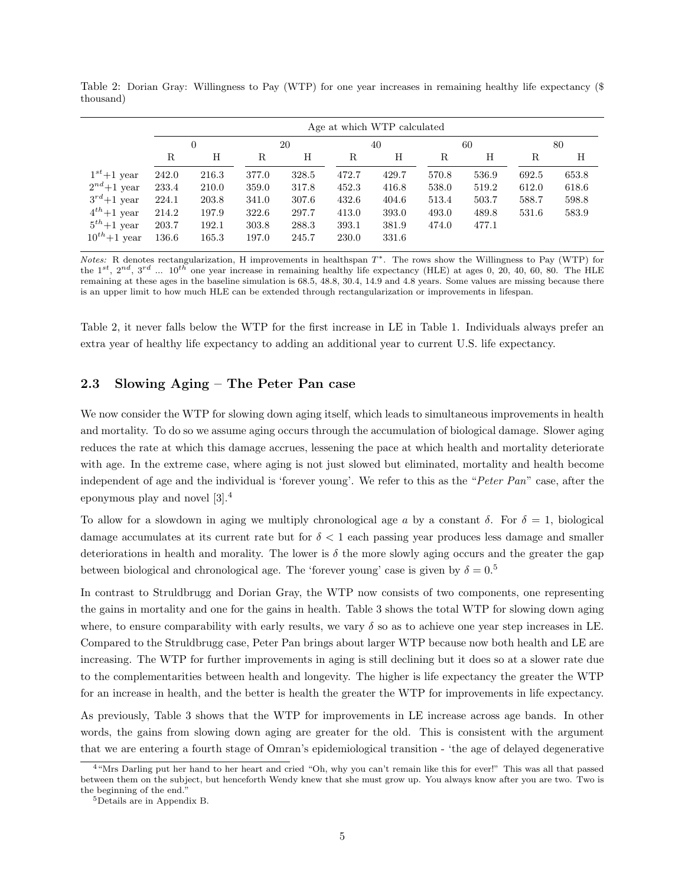Table 2: Dorian Gray: Willingness to Pay (WTP) for one year increases in remaining healthy life expectancy ($ thousand)

| | Age at which WTP calculated | | | | | | | | | |
|---|---|---|---|---|---|---|---|---|---|---|
| | 0 | | 20 | | 40 | | 60 | | 80 | |
| | R | H | R | H | R | H | R | H | R | H |
| $1^{st}$+1 year | 242.0 | 216.3 | 377.0 | 328.5 | 472.7 | 429.7 | 570.8 | 536.9 | 692.5 | 653.8 |
| $2^{nd}$+1 year | 233.4 | 210.0 | 359.0 | 317.8 | 452.3 | 416.8 | 538.0 | 519.2 | 612.0 | 618.6 |
| $3^{rd}$+1 year | 224.1 | 203.8 | 341.0 | 307.6 | 432.6 | 404.6 | 513.4 | 503.7 | 588.7 | 598.8 |
| $4^{th}$+1 year | 214.2 | 197.9 | 322.6 | 297.7 | 413.0 | 393.0 | 493.0 | 489.8 | 531.6 | 583.9 |
| $5^{th}$+1 year | 203.7 | 192.1 | 303.8 | 288.3 | 393.1 | 381.9 | 474.0 | 477.1 | | |
| $10^{th}$+1 year | 136.6 | 165.3 | 197.0 | 245.7 | 230.0 | 331.6 | | | | |

*Notes:* R denotes rectangularization, H improvements in healthspan $T^*$. The rows show the Willingness to Pay (WTP) for the $1^{st}$, $2^{nd}$, $3^{rd}$ ... $10^{th}$ one year increase in remaining healthy life expectancy (HLE) at ages 0, 20, 40, 60, 80. The HLE remaining at these ages in the baseline simulation is 68.5, 48.8, 30.4, 14.9 and 4.8 years. Some values are missing because there is an upper limit to how much HLE can be extended through rectangularization or improvements in lifespan.

Table 2, it never falls below the WTP for the first increase in LE in Table 1. Individuals always prefer an extra year of healthy life expectancy to adding an additional year to current U.S. life expectancy.

## 2.3 Slowing Aging – The Peter Pan case

We now consider the WTP for slowing down aging itself, which leads to simultaneous improvements in health and mortality. To do so we assume aging occurs through the accumulation of biological damage. Slower aging reduces the rate at which this damage accrues, lessening the pace at which health and mortality deteriorate with age. In the extreme case, where aging is not just slowed but eliminated, mortality and health become independent of age and the individual is 'forever young'. We refer to this as the "*Peter Pan*" case, after the eponymous play and novel [3].[4]

To allow for a slowdown in aging we multiply chronological age $a$ by a constant $\delta$. For $\delta = 1$, biological damage accumulates at its current rate but for $\delta < 1$ each passing year produces less damage and smaller deteriorations in health and morality. The lower is $\delta$ the more slowly aging occurs and the greater the gap between biological and chronological age. The 'forever young' case is given by $\delta = 0$.[5]

In contrast to Struldbrugg and Dorian Gray, the WTP now consists of two components, one representing the gains in mortality and one for the gains in health. Table 3 shows the total WTP for slowing down aging where, to ensure comparability with early results, we vary $\delta$ so as to achieve one year step increases in LE. Compared to the Struldbrugg case, Peter Pan brings about larger WTP because now both health and LE are increasing. The WTP for further improvements in aging is still declining but it does so at a slower rate due to the complementarities between health and longevity. The higher is life expectancy the greater the WTP for an increase in health, and the better is health the greater the WTP for improvements in life expectancy.

As previously, Table 3 shows that the WTP for improvements in LE increase across age bands. In other words, the gains from slowing down aging are greater for the old. This is consistent with the argument that we are entering a fourth stage of Omran's epidemiological transition - 'the age of delayed degenerative

[4] "Mrs Darling put her hand to her heart and cried "Oh, why you can't remain like this for ever!" This was all that passed between them on the subject, but henceforth Wendy knew that she must grow up. You always know after you are two. Two is the beginning of the end."

[5] Details are in Appendix B.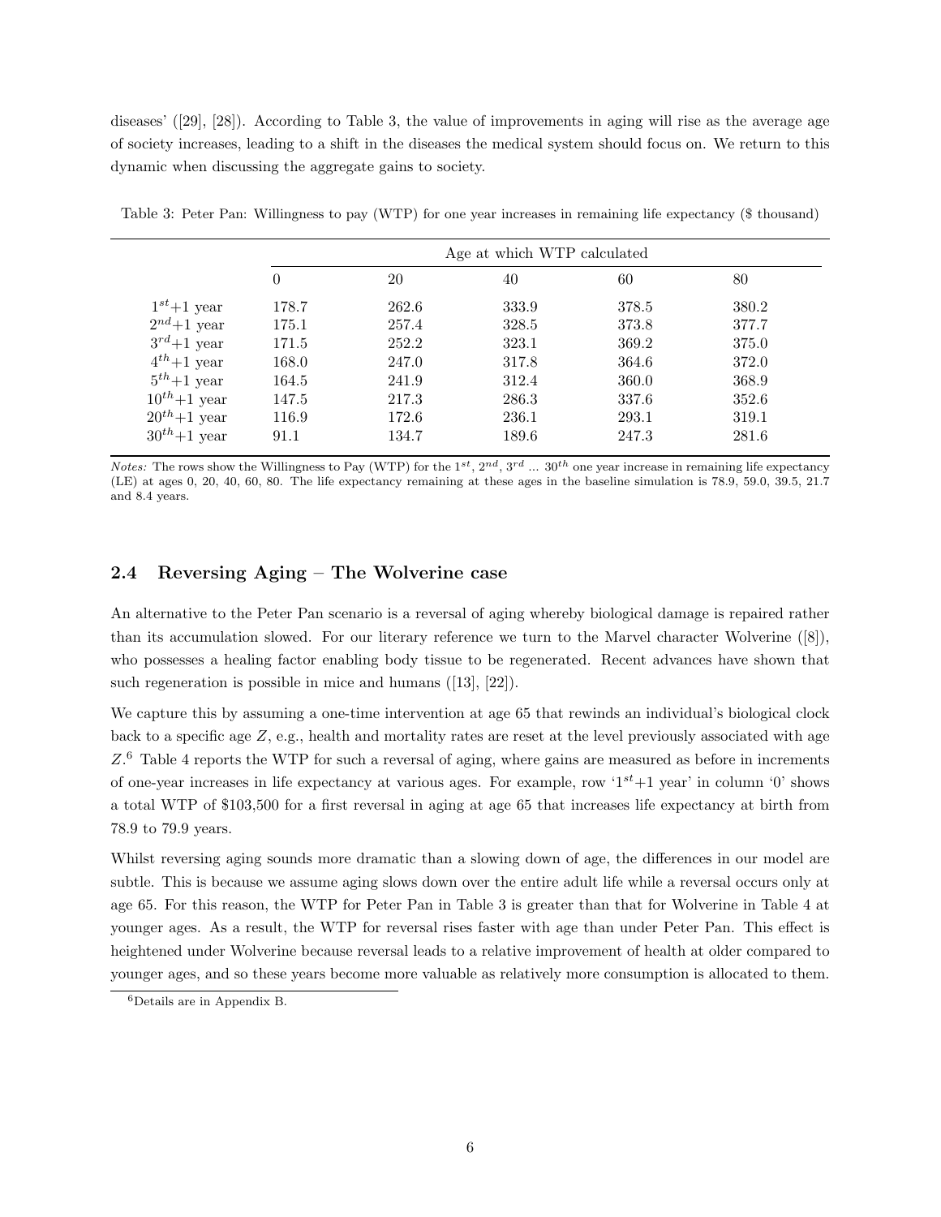diseases' ([29], [28]). According to Table 3, the value of improvements in aging will rise as the average age of society increases, leading to a shift in the diseases the medical system should focus on. We return to this dynamic when discussing the aggregate gains to society.

Table 3: Peter Pan: Willingness to pay (WTP) for one year increases in remaining life expectancy ($ thousand)

| | Age at which WTP calculated | | | | |
|---|---|---|---|---|---|
| | 0 | 20 | 40 | 60 | 80 |
| $1^{st}$+1 year | 178.7 | 262.6 | 333.9 | 378.5 | 380.2 |
| $2^{nd}$+1 year | 175.1 | 257.4 | 328.5 | 373.8 | 377.7 |
| $3^{rd}$+1 year | 171.5 | 252.2 | 323.1 | 369.2 | 375.0 |
| $4^{th}$+1 year | 168.0 | 247.0 | 317.8 | 364.6 | 372.0 |
| $5^{th}$+1 year | 164.5 | 241.9 | 312.4 | 360.0 | 368.9 |
| $10^{th}$+1 year | 147.5 | 217.3 | 286.3 | 337.6 | 352.6 |
| $20^{th}$+1 year | 116.9 | 172.6 | 236.1 | 293.1 | 319.1 |
| $30^{th}$+1 year | 91.1 | 134.7 | 189.6 | 247.3 | 281.6 |

*Notes:* The rows show the Willingness to Pay (WTP) for the $1^{st}$, $2^{nd}$, $3^{rd}$ ... $30^{th}$ one year increase in remaining life expectancy (LE) at ages 0, 20, 40, 60, 80. The life expectancy remaining at these ages in the baseline simulation is 78.9, 59.0, 39.5, 21.7 and 8.4 years.

## 2.4 Reversing Aging – The Wolverine case

An alternative to the Peter Pan scenario is a reversal of aging whereby biological damage is repaired rather than its accumulation slowed. For our literary reference we turn to the Marvel character Wolverine ([8]), who possesses a healing factor enabling body tissue to be regenerated. Recent advances have shown that such regeneration is possible in mice and humans ([13], [22]).

We capture this by assuming a one-time intervention at age 65 that rewinds an individual's biological clock back to a specific age $Z$, e.g., health and mortality rates are reset at the level previously associated with age $Z$.[6] Table 4 reports the WTP for such a reversal of aging, where gains are measured as before in increments of one-year increases in life expectancy at various ages. For example, row '$1^{st}$+1 year' in column '0' shows a total WTP of $103,500 for a first reversal in aging at age 65 that increases life expectancy at birth from 78.9 to 79.9 years.

Whilst reversing aging sounds more dramatic than a slowing down of age, the differences in our model are subtle. This is because we assume aging slows down over the entire adult life while a reversal occurs only at age 65. For this reason, the WTP for Peter Pan in Table 3 is greater than that for Wolverine in Table 4 at younger ages. As a result, the WTP for reversal rises faster with age than under Peter Pan. This effect is heightened under Wolverine because reversal leads to a relative improvement of health at older compared to younger ages, and so these years become more valuable as relatively more consumption is allocated to them.

[6] Details are in Appendix B.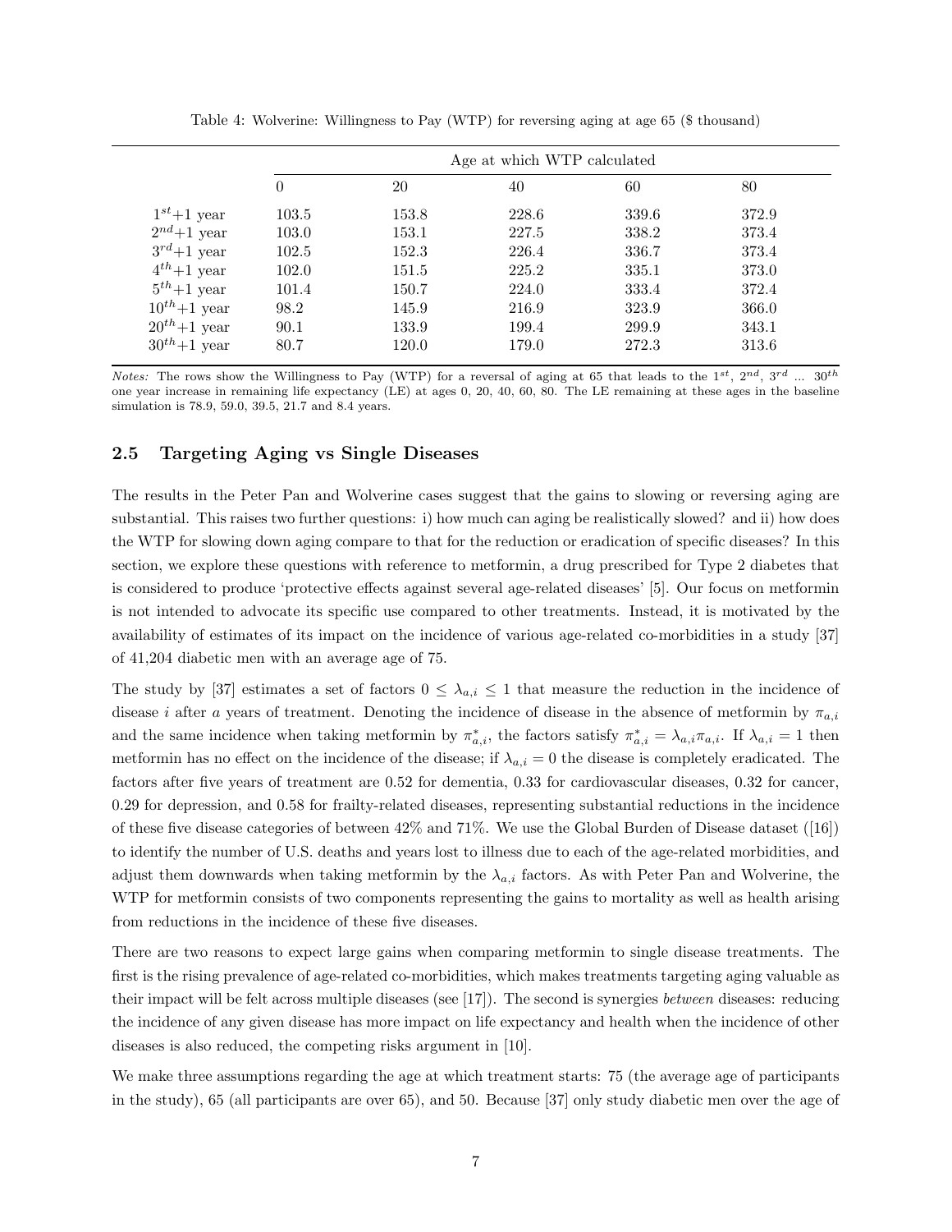Table 4: Wolverine: Willingness to Pay (WTP) for reversing aging at age 65 ($ thousand)

| | Age at which WTP calculated | | | | |
|---|---|---|---|---|---|
| | 0 | 20 | 40 | 60 | 80 |
| $1^{st}$+1 year | 103.5 | 153.8 | 228.6 | 339.6 | 372.9 |
| $2^{nd}$+1 year | 103.0 | 153.1 | 227.5 | 338.2 | 373.4 |
| $3^{rd}$+1 year | 102.5 | 152.3 | 226.4 | 336.7 | 373.4 |
| $4^{th}$+1 year | 102.0 | 151.5 | 225.2 | 335.1 | 373.0 |
| $5^{th}$+1 year | 101.4 | 150.7 | 224.0 | 333.4 | 372.4 |
| $10^{th}$+1 year | 98.2 | 145.9 | 216.9 | 323.9 | 366.0 |
| $20^{th}$+1 year | 90.1 | 133.9 | 199.4 | 299.9 | 343.1 |
| $30^{th}$+1 year | 80.7 | 120.0 | 179.0 | 272.3 | 313.6 |

*Notes:* The rows show the Willingness to Pay (WTP) for a reversal of aging at 65 that leads to the $1^{st}$, $2^{nd}$, $3^{rd}$ ... $30^{th}$ one year increase in remaining life expectancy (LE) at ages 0, 20, 40, 60, 80. The LE remaining at these ages in the baseline simulation is 78.9, 59.0, 39.5, 21.7 and 8.4 years.

## 2.5 Targeting Aging vs Single Diseases

The results in the Peter Pan and Wolverine cases suggest that the gains to slowing or reversing aging are substantial. This raises two further questions: i) how much can aging be realistically slowed? and ii) how does the WTP for slowing down aging compare to that for the reduction or eradication of specific diseases? In this section, we explore these questions with reference to metformin, a drug prescribed for Type 2 diabetes that is considered to produce 'protective effects against several age-related diseases' [5]. Our focus on metformin is not intended to advocate its specific use compared to other treatments. Instead, it is motivated by the availability of estimates of its impact on the incidence of various age-related co-morbidities in a study [37] of 41,204 diabetic men with an average age of 75.

The study by [37] estimates a set of factors $0 \leq \lambda_{a,i} \leq 1$ that measure the reduction in the incidence of disease $i$ after $a$ years of treatment. Denoting the incidence of disease in the absence of metformin by $\pi_{a,i}$ and the same incidence when taking metformin by $\pi^*_{a,i}$, the factors satisfy $\pi^*_{a,i} = \lambda_{a,i}\pi_{a,i}$. If $\lambda_{a,i} = 1$ then metformin has no effect on the incidence of the disease; if $\lambda_{a,i} = 0$ the disease is completely eradicated. The factors after five years of treatment are 0.52 for dementia, 0.33 for cardiovascular diseases, 0.32 for cancer, 0.29 for depression, and 0.58 for frailty-related diseases, representing substantial reductions in the incidence of these five disease categories of between 42% and 71%. We use the Global Burden of Disease dataset ([16]) to identify the number of U.S. deaths and years lost to illness due to each of the age-related morbidities, and adjust them downwards when taking metformin by the $\lambda_{a,i}$ factors. As with Peter Pan and Wolverine, the WTP for metformin consists of two components representing the gains to mortality as well as health arising from reductions in the incidence of these five diseases.

There are two reasons to expect large gains when comparing metformin to single disease treatments. The first is the rising prevalence of age-related co-morbidities, which makes treatments targeting aging valuable as their impact will be felt across multiple diseases (see [17]). The second is synergies *between* diseases: reducing the incidence of any given disease has more impact on life expectancy and health when the incidence of other diseases is also reduced, the competing risks argument in [10].

We make three assumptions regarding the age at which treatment starts: 75 (the average age of participants in the study), 65 (all participants are over 65), and 50. Because [37] only study diabetic men over the age of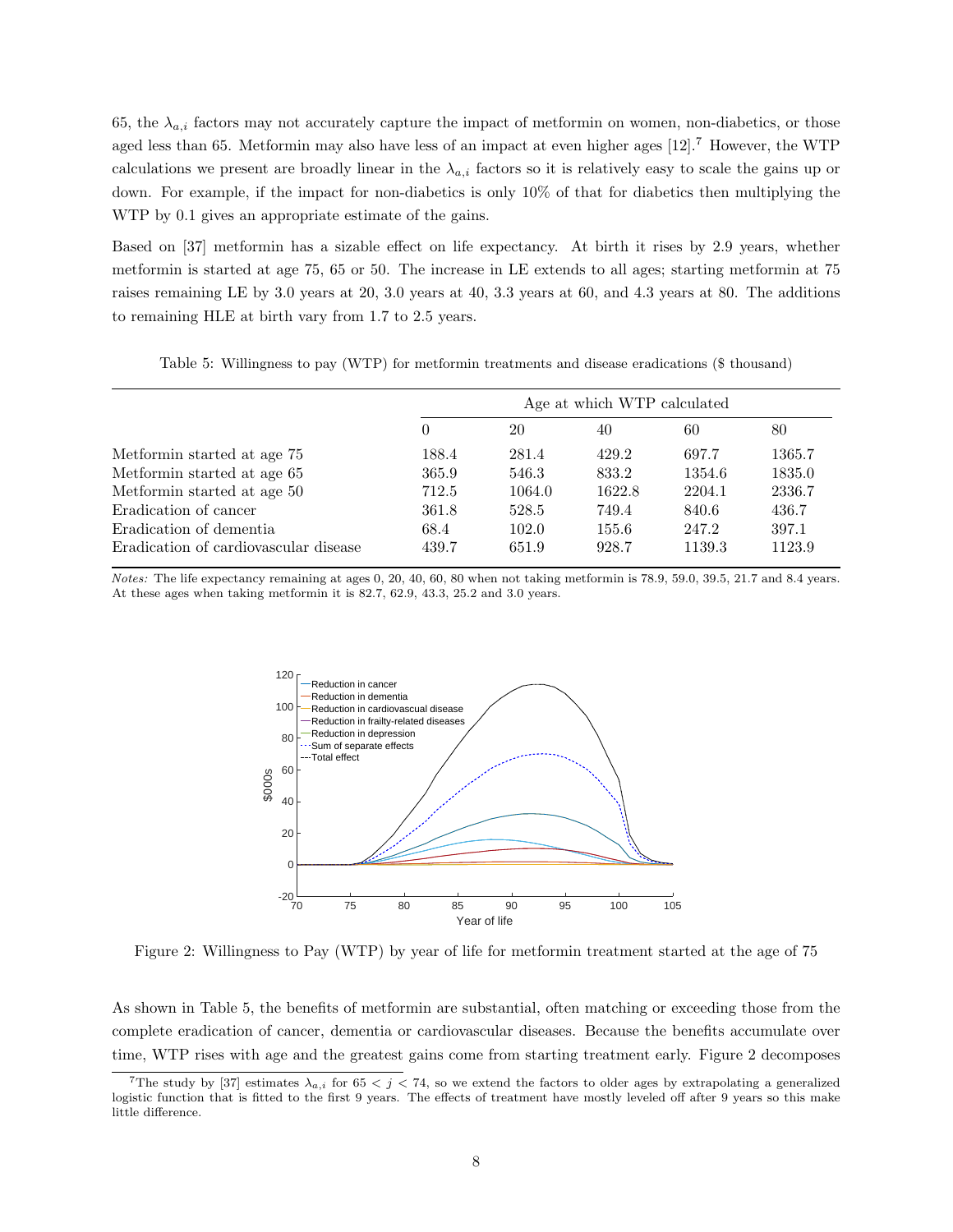65, the $\lambda_{a,i}$ factors may not accurately capture the impact of metformin on women, non-diabetics, or those aged less than 65. Metformin may also have less of an impact at even higher ages [12].[7] However, the WTP calculations we present are broadly linear in the $\lambda_{a,i}$ factors so it is relatively easy to scale the gains up or down. For example, if the impact for non-diabetics is only 10% of that for diabetics then multiplying the WTP by 0.1 gives an appropriate estimate of the gains.

Based on [37] metformin has a sizable effect on life expectancy. At birth it rises by 2.9 years, whether metformin is started at age 75, 65 or 50. The increase in LE extends to all ages; starting metformin at 75 raises remaining LE by 3.0 years at 20, 3.0 years at 40, 3.3 years at 60, and 4.3 years at 80. The additions to remaining HLE at birth vary from 1.7 to 2.5 years.

Table 5: Willingness to pay (WTP) for metformin treatments and disease eradications ($ thousand)

| | Age at which WTP calculated | | | | |
|---|---|---|---|---|---|
| | 0 | 20 | 40 | 60 | 80 |
| Metformin started at age 75 | 188.4 | 281.4 | 429.2 | 697.7 | 1365.7 |
| Metformin started at age 65 | 365.9 | 546.3 | 833.2 | 1354.6 | 1835.0 |
| Metformin started at age 50 | 712.5 | 1064.0 | 1622.8 | 2204.1 | 2336.7 |
| Eradication of cancer | 361.8 | 528.5 | 749.4 | 840.6 | 436.7 |
| Eradication of dementia | 68.4 | 102.0 | 155.6 | 247.2 | 397.1 |
| Eradication of cardiovascular disease | 439.7 | 651.9 | 928.7 | 1139.3 | 1123.9 |

*Notes:* The life expectancy remaining at ages 0, 20, 40, 60, 80 when not taking metformin is 78.9, 59.0, 39.5, 21.7 and 8.4 years. At these ages when taking metformin it is 82.7, 62.9, 43.3, 25.2 and 3.0 years.

Figure 2: Willingness to Pay (WTP) by year of life for metformin treatment started at the age of 75

As shown in Table 5, the benefits of metformin are substantial, often matching or exceeding those from the complete eradication of cancer, dementia or cardiovascular diseases. Because the benefits accumulate over time, WTP rises with age and the greatest gains come from starting treatment early. Figure 2 decomposes

[7] The study by [37] estimates $\lambda_{a,i}$ for $65 < j < 74$, so we extend the factors to older ages by extrapolating a generalized logistic function that is fitted to the first 9 years. The effects of treatment have mostly leveled off after 9 years so this make little difference.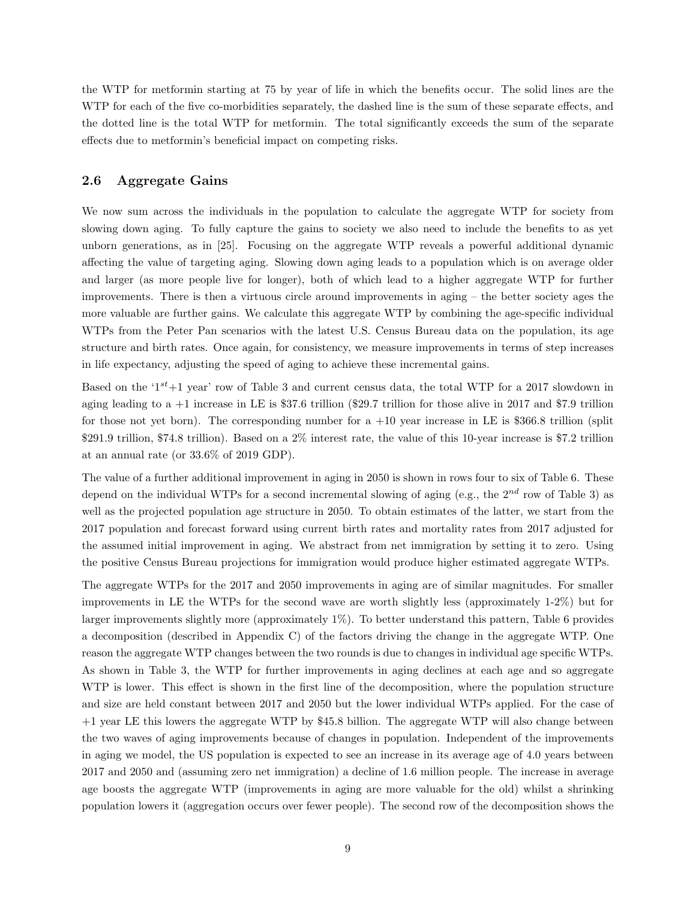the WTP for metformin starting at 75 by year of life in which the benefits occur. The solid lines are the WTP for each of the five co-morbidities separately, the dashed line is the sum of these separate effects, and the dotted line is the total WTP for metformin. The total significantly exceeds the sum of the separate effects due to metformin's beneficial impact on competing risks.

### 2.6 Aggregate Gains

We now sum across the individuals in the population to calculate the aggregate WTP for society from slowing down aging. To fully capture the gains to society we also need to include the benefits to as yet unborn generations, as in [25]. Focusing on the aggregate WTP reveals a powerful additional dynamic affecting the value of targeting aging. Slowing down aging leads to a population which is on average older and larger (as more people live for longer), both of which lead to a higher aggregate WTP for further improvements. There is then a virtuous circle around improvements in aging – the better society ages the more valuable are further gains. We calculate this aggregate WTP by combining the age-specific individual WTPs from the Peter Pan scenarios with the latest U.S. Census Bureau data on the population, its age structure and birth rates. Once again, for consistency, we measure improvements in terms of step increases in life expectancy, adjusting the speed of aging to achieve these incremental gains.

Based on the '$1^{st}$+1 year' row of Table 3 and current census data, the total WTP for a 2017 slowdown in aging leading to a +1 increase in LE is \$37.6 trillion (\$29.7 trillion for those alive in 2017 and \$7.9 trillion for those not yet born). The corresponding number for a +10 year increase in LE is \$366.8 trillion (split \$291.9 trillion, \$74.8 trillion). Based on a 2% interest rate, the value of this 10-year increase is \$7.2 trillion at an annual rate (or 33.6% of 2019 GDP).

The value of a further additional improvement in aging in 2050 is shown in rows four to six of Table 6. These depend on the individual WTPs for a second incremental slowing of aging (e.g., the $2^{nd}$ row of Table 3) as well as the projected population age structure in 2050. To obtain estimates of the latter, we start from the 2017 population and forecast forward using current birth rates and mortality rates from 2017 adjusted for the assumed initial improvement in aging. We abstract from net immigration by setting it to zero. Using the positive Census Bureau projections for immigration would produce higher estimated aggregate WTPs.

The aggregate WTPs for the 2017 and 2050 improvements in aging are of similar magnitudes. For smaller improvements in LE the WTPs for the second wave are worth slightly less (approximately 1-2%) but for larger improvements slightly more (approximately 1%). To better understand this pattern, Table 6 provides a decomposition (described in Appendix C) of the factors driving the change in the aggregate WTP. One reason the aggregate WTP changes between the two rounds is due to changes in individual age specific WTPs. As shown in Table 3, the WTP for further improvements in aging declines at each age and so aggregate WTP is lower. This effect is shown in the first line of the decomposition, where the population structure and size are held constant between 2017 and 2050 but the lower individual WTPs applied. For the case of +1 year LE this lowers the aggregate WTP by \$45.8 billion. The aggregate WTP will also change between the two waves of aging improvements because of changes in population. Independent of the improvements in aging we model, the US population is expected to see an increase in its average age of 4.0 years between 2017 and 2050 and (assuming zero net immigration) a decline of 1.6 million people. The increase in average age boosts the aggregate WTP (improvements in aging are more valuable for the old) whilst a shrinking population lowers it (aggregation occurs over fewer people). The second row of the decomposition shows the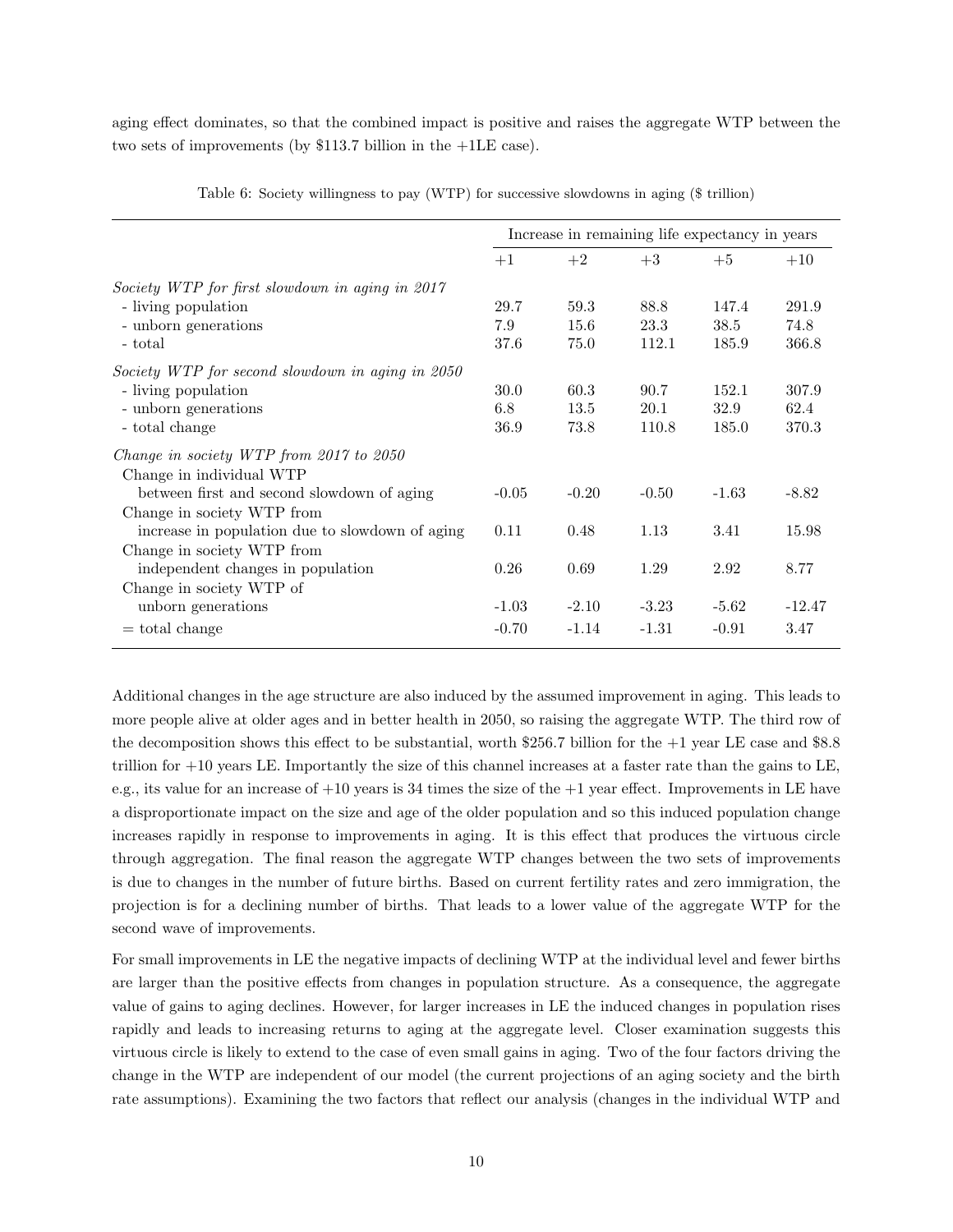aging effect dominates, so that the combined impact is positive and raises the aggregate WTP between the two sets of improvements (by \$113.7 billion in the +1LE case).

Table 6: Society willingness to pay (WTP) for successive slowdowns in aging (\$ trillion)

| | Increase in remaining life expectancy in years | | | | |
|---|---|---|---|---|---|
| | +1 | +2 | +3 | +5 | +10 |
| *Society WTP for first slowdown in aging in 2017* | | | | | |
| - living population | 29.7 | 59.3 | 88.8 | 147.4 | 291.9 |
| - unborn generations | 7.9 | 15.6 | 23.3 | 38.5 | 74.8 |
| - total | 37.6 | 75.0 | 112.1 | 185.9 | 366.8 |
| *Society WTP for second slowdown in aging in 2050* | | | | | |
| - living population | 30.0 | 60.3 | 90.7 | 152.1 | 307.9 |
| - unborn generations | 6.8 | 13.5 | 20.1 | 32.9 | 62.4 |
| - total change | 36.9 | 73.8 | 110.8 | 185.0 | 370.3 |
| *Change in society WTP from 2017 to 2050* | | | | | |
| Change in individual WTP between first and second slowdown of aging | -0.05 | -0.20 | -0.50 | -1.63 | -8.82 |
| Change in society WTP from increase in population due to slowdown of aging | 0.11 | 0.48 | 1.13 | 3.41 | 15.98 |
| Change in society WTP from independent changes in population | 0.26 | 0.69 | 1.29 | 2.92 | 8.77 |
| Change in society WTP of unborn generations | -1.03 | -2.10 | -3.23 | -5.62 | -12.47 |
| = total change | -0.70 | -1.14 | -1.31 | -0.91 | 3.47 |

Additional changes in the age structure are also induced by the assumed improvement in aging. This leads to more people alive at older ages and in better health in 2050, so raising the aggregate WTP. The third row of the decomposition shows this effect to be substantial, worth \$256.7 billion for the +1 year LE case and \$8.8 trillion for +10 years LE. Importantly the size of this channel increases at a faster rate than the gains to LE, e.g., its value for an increase of +10 years is 34 times the size of the +1 year effect. Improvements in LE have a disproportionate impact on the size and age of the older population and so this induced population change increases rapidly in response to improvements in aging. It is this effect that produces the virtuous circle through aggregation. The final reason the aggregate WTP changes between the two sets of improvements is due to changes in the number of future births. Based on current fertility rates and zero immigration, the projection is for a declining number of births. That leads to a lower value of the aggregate WTP for the second wave of improvements.

For small improvements in LE the negative impacts of declining WTP at the individual level and fewer births are larger than the positive effects from changes in population structure. As a consequence, the aggregate value of gains to aging declines. However, for larger increases in LE the induced changes in population rises rapidly and leads to increasing returns to aging at the aggregate level. Closer examination suggests this virtuous circle is likely to extend to the case of even small gains in aging. Two of the four factors driving the change in the WTP are independent of our model (the current projections of an aging society and the birth rate assumptions). Examining the two factors that reflect our analysis (changes in the individual WTP and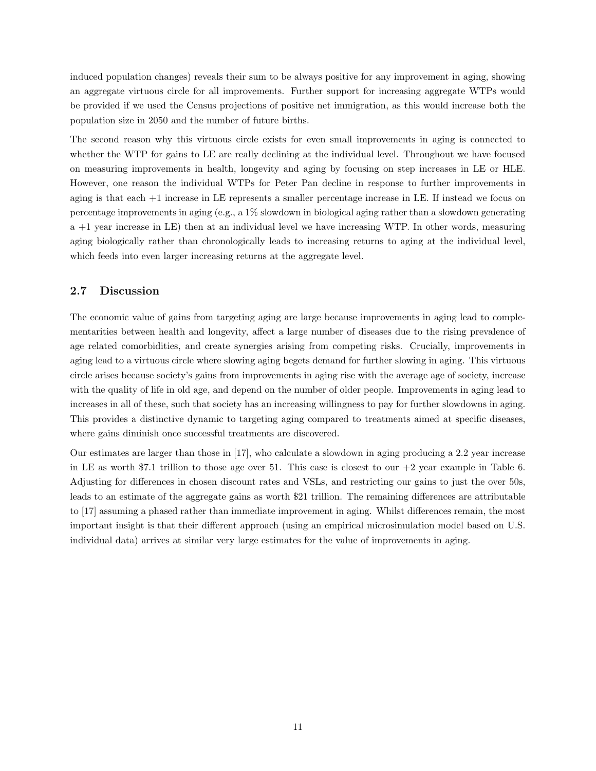induced population changes) reveals their sum to be always positive for any improvement in aging, showing an aggregate virtuous circle for all improvements. Further support for increasing aggregate WTPs would be provided if we used the Census projections of positive net immigration, as this would increase both the population size in 2050 and the number of future births.

The second reason why this virtuous circle exists for even small improvements in aging is connected to whether the WTP for gains to LE are really declining at the individual level. Throughout we have focused on measuring improvements in health, longevity and aging by focusing on step increases in LE or HLE. However, one reason the individual WTPs for Peter Pan decline in response to further improvements in aging is that each +1 increase in LE represents a smaller percentage increase in LE. If instead we focus on percentage improvements in aging (e.g., a 1% slowdown in biological aging rather than a slowdown generating a +1 year increase in LE) then at an individual level we have increasing WTP. In other words, measuring aging biologically rather than chronologically leads to increasing returns to aging at the individual level, which feeds into even larger increasing returns at the aggregate level.

## 2.7 Discussion

The economic value of gains from targeting aging are large because improvements in aging lead to complementarities between health and longevity, affect a large number of diseases due to the rising prevalence of age related comorbidities, and create synergies arising from competing risks. Crucially, improvements in aging lead to a virtuous circle where slowing aging begets demand for further slowing in aging. This virtuous circle arises because society's gains from improvements in aging rise with the average age of society, increase with the quality of life in old age, and depend on the number of older people. Improvements in aging lead to increases in all of these, such that society has an increasing willingness to pay for further slowdowns in aging. This provides a distinctive dynamic to targeting aging compared to treatments aimed at specific diseases, where gains diminish once successful treatments are discovered.

Our estimates are larger than those in [17], who calculate a slowdown in aging producing a 2.2 year increase in LE as worth $7.1 trillion to those age over 51. This case is closest to our +2 year example in Table 6. Adjusting for differences in chosen discount rates and VSLs, and restricting our gains to just the over 50s, leads to an estimate of the aggregate gains as worth $21 trillion. The remaining differences are attributable to [17] assuming a phased rather than immediate improvement in aging. Whilst differences remain, the most important insight is that their different approach (using an empirical microsimulation model based on U.S. individual data) arrives at similar very large estimates for the value of improvements in aging.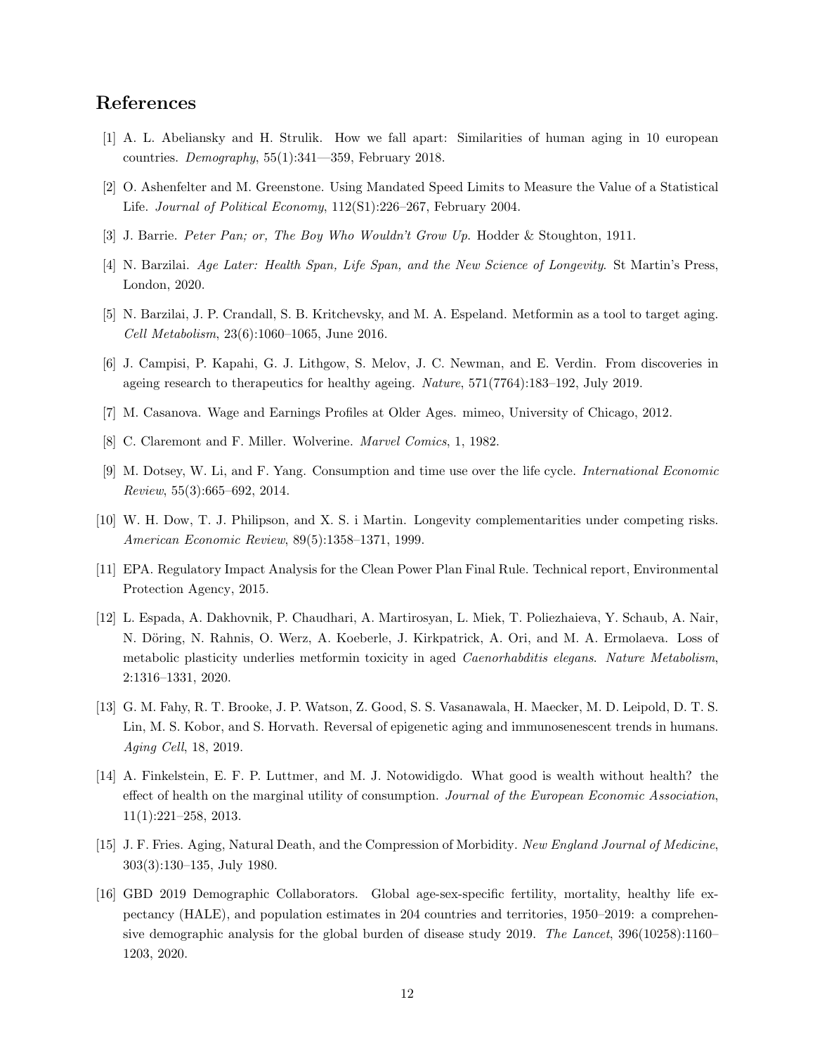## References

[1] A. L. Abeliansky and H. Strulik. How we fall apart: Similarities of human aging in 10 european countries. *Demography*, 55(1):341—359, February 2018.

[2] O. Ashenfelter and M. Greenstone. Using Mandated Speed Limits to Measure the Value of a Statistical Life. *Journal of Political Economy*, 112(S1):226–267, February 2004.

[3] J. Barrie. *Peter Pan; or, The Boy Who Wouldn't Grow Up*. Hodder & Stoughton, 1911.

[4] N. Barzilai. *Age Later: Health Span, Life Span, and the New Science of Longevity*. St Martin's Press, London, 2020.

[5] N. Barzilai, J. P. Crandall, S. B. Kritchevsky, and M. A. Espeland. Metformin as a tool to target aging. *Cell Metabolism*, 23(6):1060–1065, June 2016.

[6] J. Campisi, P. Kapahi, G. J. Lithgow, S. Melov, J. C. Newman, and E. Verdin. From discoveries in ageing research to therapeutics for healthy ageing. *Nature*, 571(7764):183–192, July 2019.

[7] M. Casanova. Wage and Earnings Profiles at Older Ages. mimeo, University of Chicago, 2012.

[8] C. Claremont and F. Miller. Wolverine. *Marvel Comics*, 1, 1982.

[9] M. Dotsey, W. Li, and F. Yang. Consumption and time use over the life cycle. *International Economic Review*, 55(3):665–692, 2014.

[10] W. H. Dow, T. J. Philipson, and X. S. i Martin. Longevity complementarities under competing risks. *American Economic Review*, 89(5):1358–1371, 1999.

[11] EPA. Regulatory Impact Analysis for the Clean Power Plan Final Rule. Technical report, Environmental Protection Agency, 2015.

[12] L. Espada, A. Dakhovnik, P. Chaudhari, A. Martirosyan, L. Miek, T. Poliezhaieva, Y. Schaub, A. Nair, N. Döring, N. Rahnis, O. Werz, A. Koeberle, J. Kirkpatrick, A. Ori, and M. A. Ermolaeva. Loss of metabolic plasticity underlies metformin toxicity in aged *Caenorhabditis elegans*. *Nature Metabolism*, 2:1316–1331, 2020.

[13] G. M. Fahy, R. T. Brooke, J. P. Watson, Z. Good, S. S. Vasanawala, H. Maecker, M. D. Leipold, D. T. S. Lin, M. S. Kobor, and S. Horvath. Reversal of epigenetic aging and immunosenescent trends in humans. *Aging Cell*, 18, 2019.

[14] A. Finkelstein, E. F. P. Luttmer, and M. J. Notowidigdo. What good is wealth without health? the effect of health on the marginal utility of consumption. *Journal of the European Economic Association*, 11(1):221–258, 2013.

[15] J. F. Fries. Aging, Natural Death, and the Compression of Morbidity. *New England Journal of Medicine*, 303(3):130–135, July 1980.

[16] GBD 2019 Demographic Collaborators. Global age-sex-specific fertility, mortality, healthy life expectancy (HALE), and population estimates in 204 countries and territories, 1950–2019: a comprehensive demographic analysis for the global burden of disease study 2019. *The Lancet*, 396(10258):1160–1203, 2020.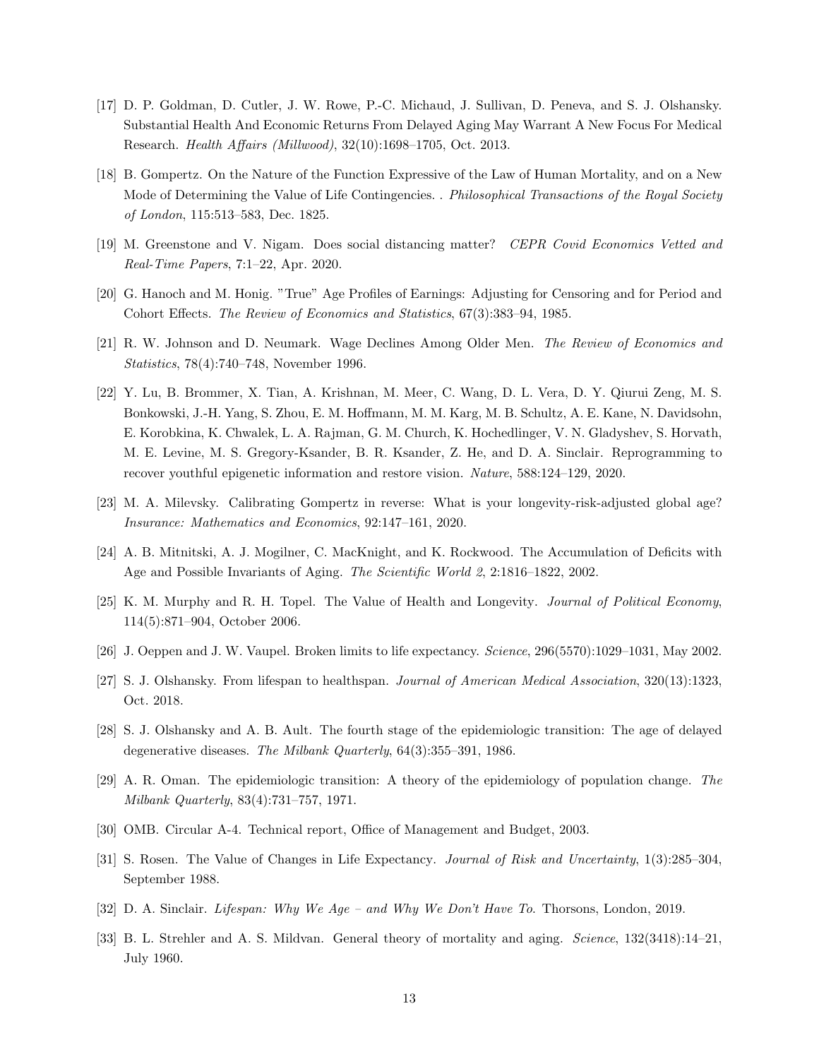[17] D. P. Goldman, D. Cutler, J. W. Rowe, P.-C. Michaud, J. Sullivan, D. Peneva, and S. J. Olshansky. Substantial Health And Economic Returns From Delayed Aging May Warrant A New Focus For Medical Research. *Health Affairs (Millwood)*, 32(10):1698–1705, Oct. 2013.

[18] B. Gompertz. On the Nature of the Function Expressive of the Law of Human Mortality, and on a New Mode of Determining the Value of Life Contingencies. . *Philosophical Transactions of the Royal Society of London*, 115:513–583, Dec. 1825.

[19] M. Greenstone and V. Nigam. Does social distancing matter? *CEPR Covid Economics Vetted and Real-Time Papers*, 7:1–22, Apr. 2020.

[20] G. Hanoch and M. Honig. "True" Age Profiles of Earnings: Adjusting for Censoring and for Period and Cohort Effects. *The Review of Economics and Statistics*, 67(3):383–94, 1985.

[21] R. W. Johnson and D. Neumark. Wage Declines Among Older Men. *The Review of Economics and Statistics*, 78(4):740–748, November 1996.

[22] Y. Lu, B. Brommer, X. Tian, A. Krishnan, M. Meer, C. Wang, D. L. Vera, D. Y. Qiurui Zeng, M. S. Bonkowski, J.-H. Yang, S. Zhou, E. M. Hoffmann, M. M. Karg, M. B. Schultz, A. E. Kane, N. Davidsohn, E. Korobkina, K. Chwalek, L. A. Rajman, G. M. Church, K. Hochedlinger, V. N. Gladyshev, S. Horvath, M. E. Levine, M. S. Gregory-Ksander, B. R. Ksander, Z. He, and D. A. Sinclair. Reprogramming to recover youthful epigenetic information and restore vision. *Nature*, 588:124–129, 2020.

[23] M. A. Milevsky. Calibrating Gompertz in reverse: What is your longevity-risk-adjusted global age? *Insurance: Mathematics and Economics*, 92:147–161, 2020.

[24] A. B. Mitnitski, A. J. Mogilner, C. MacKnight, and K. Rockwood. The Accumulation of Deficits with Age and Possible Invariants of Aging. *The Scientific World 2*, 2:1816–1822, 2002.

[25] K. M. Murphy and R. H. Topel. The Value of Health and Longevity. *Journal of Political Economy*, 114(5):871–904, October 2006.

[26] J. Oeppen and J. W. Vaupel. Broken limits to life expectancy. *Science*, 296(5570):1029–1031, May 2002.

[27] S. J. Olshansky. From lifespan to healthspan. *Journal of American Medical Association*, 320(13):1323, Oct. 2018.

[28] S. J. Olshansky and A. B. Ault. The fourth stage of the epidemiologic transition: The age of delayed degenerative diseases. *The Milbank Quarterly*, 64(3):355–391, 1986.

[29] A. R. Oman. The epidemiologic transition: A theory of the epidemiology of population change. *The Milbank Quarterly*, 83(4):731–757, 1971.

[30] OMB. Circular A-4. Technical report, Office of Management and Budget, 2003.

[31] S. Rosen. The Value of Changes in Life Expectancy. *Journal of Risk and Uncertainty*, 1(3):285–304, September 1988.

[32] D. A. Sinclair. *Lifespan: Why We Age – and Why We Don't Have To*. Thorsons, London, 2019.

[33] B. L. Strehler and A. S. Mildvan. General theory of mortality and aging. *Science*, 132(3418):14–21, July 1960.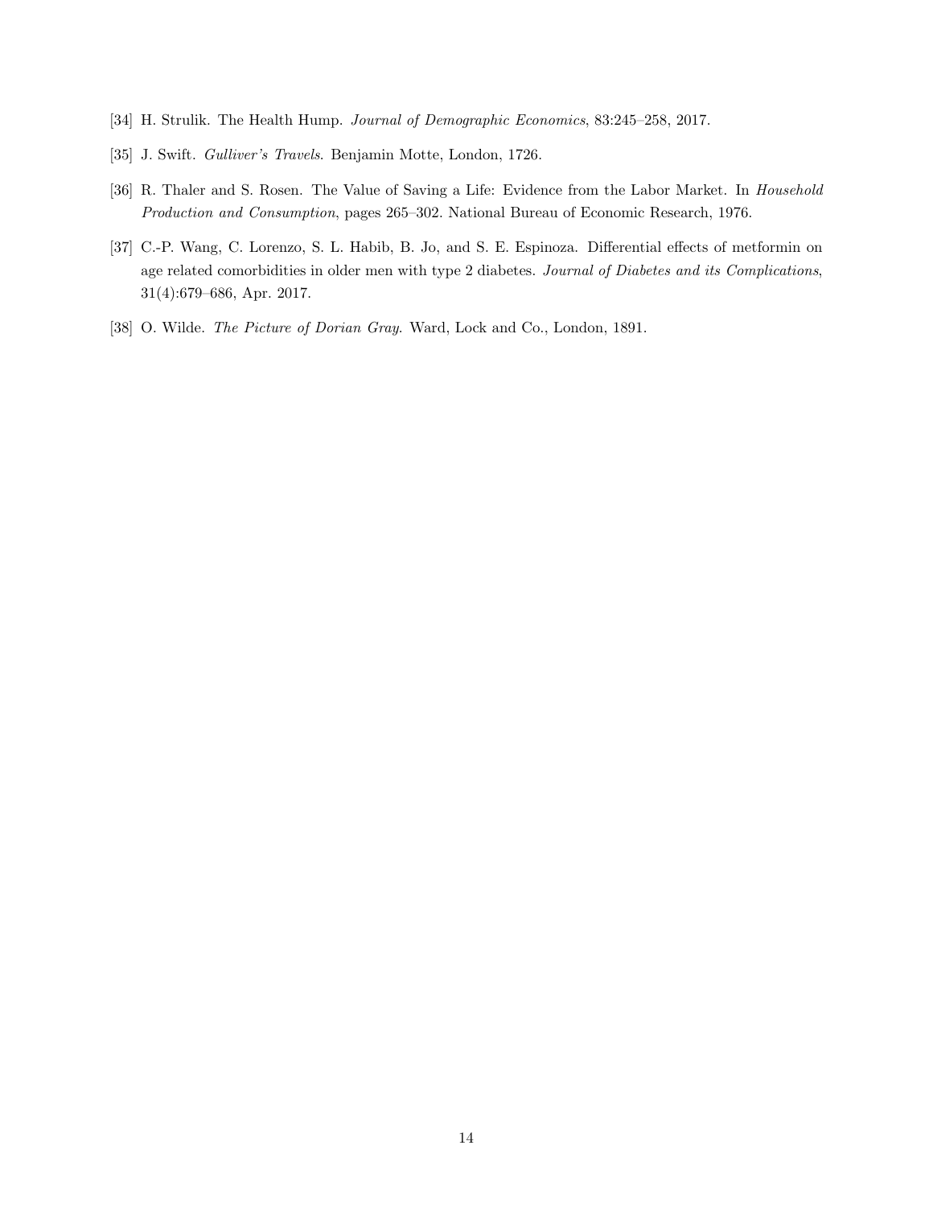[34] H. Strulik. The Health Hump. *Journal of Demographic Economics*, 83:245–258, 2017.

[35] J. Swift. *Gulliver's Travels*. Benjamin Motte, London, 1726.

[36] R. Thaler and S. Rosen. The Value of Saving a Life: Evidence from the Labor Market. In *Household Production and Consumption*, pages 265–302. National Bureau of Economic Research, 1976.

[37] C.-P. Wang, C. Lorenzo, S. L. Habib, B. Jo, and S. E. Espinoza. Differential effects of metformin on age related comorbidities in older men with type 2 diabetes. *Journal of Diabetes and its Complications*, 31(4):679–686, Apr. 2017.

[38] O. Wilde. *The Picture of Dorian Gray*. Ward, Lock and Co., London, 1891.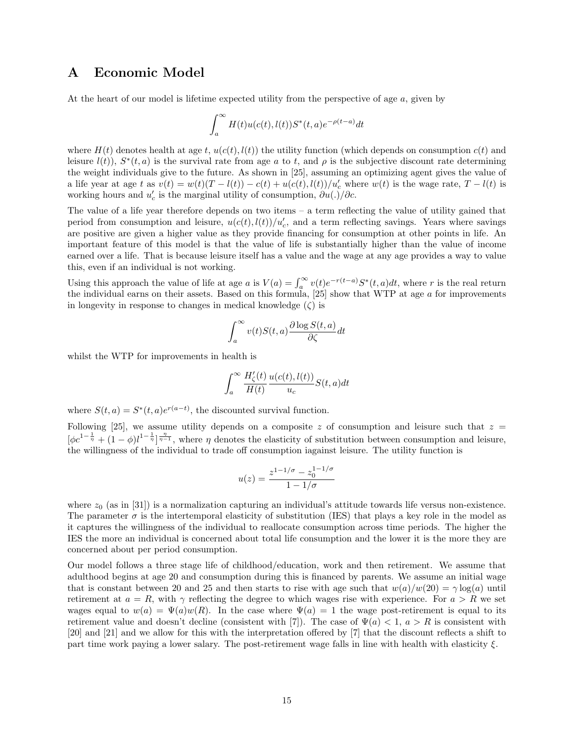# A Economic Model

At the heart of our model is lifetime expected utility from the perspective of age $a$, given by

$$\int_a^\infty H(t)u(c(t), l(t))S^*(t, a)e^{-\rho(t-a)}dt$$

where $H(t)$ denotes health at age $t$, $u(c(t), l(t))$ the utility function (which depends on consumption $c(t)$ and leisure $l(t)$), $S^*(t, a)$ is the survival rate from age $a$ to $t$, and $\rho$ is the subjective discount rate determining the weight individuals give to the future. As shown in [25], assuming an optimizing agent gives the value of a life year at age $t$ as $v(t) = w(t)(T - l(t)) - c(t) + u(c(t), l(t))/u'_c$ where $w(t)$ is the wage rate, $T - l(t)$ is working hours and $u'_c$ is the marginal utility of consumption, $\partial u(.)/\partial c$.

The value of a life year therefore depends on two items – a term reflecting the value of utility gained that period from consumption and leisure, $u(c(t), l(t))/u'_c$, and a term reflecting savings. Years where savings are positive are given a higher value as they provide financing for consumption at other points in life. An important feature of this model is that the value of life is substantially higher than the value of income earned over a life. That is because leisure itself has a value and the wage at any age provides a way to value this, even if an individual is not working.

Using this approach the value of life at age $a$ is $V(a) = \int_a^\infty v(t)e^{-r(t-a)}S^*(t, a)dt$, where $r$ is the real return the individual earns on their assets. Based on this formula, [25] show that WTP at age $a$ for improvements in longevity in response to changes in medical knowledge ($\zeta$) is

$$\int_a^\infty v(t)S(t, a)\frac{\partial \log S(t, a)}{\partial \zeta}dt$$

whilst the WTP for improvements in health is

$$\int_a^\infty \frac{H'_\zeta(t)}{H(t)}\frac{u(c(t), l(t))}{u_c}S(t, a)dt$$

where $S(t, a) = S^*(t, a)e^{r(a-t)}$, the discounted survival function.

Following [25], we assume utility depends on a composite $z$ of consumption and leisure such that $z = [\phi c^{1-\frac{1}{\eta}} + (1-\phi)l^{1-\frac{1}{\eta}}]^{\frac{\eta}{\eta-1}}$, where $\eta$ denotes the elasticity of substitution between consumption and leisure, the willingness of the individual to trade off consumption iagainst leisure. The utility function is

$$u(z) = \frac{z^{1-1/\sigma} - z_0^{1-1/\sigma}}{1 - 1/\sigma}$$

where $z_0$ (as in [31]) is a normalization capturing an individual's attitude towards life versus non-existence. The parameter $\sigma$ is the intertemporal elasticity of substitution (IES) that plays a key role in the model as it captures the willingness of the individual to reallocate consumption across time periods. The higher the IES the more an individual is concerned about total life consumption and the lower it is the more they are concerned about per period consumption.

Our model follows a three stage life of childhood/education, work and then retirement. We assume that adulthood begins at age 20 and consumption during this is financed by parents. We assume an initial wage that is constant between 20 and 25 and then starts to rise with age such that $w(a)/w(20) = \gamma \log(a)$ until retirement at $a = R$, with $\gamma$ reflecting the degree to which wages rise with experience. For $a > R$ we set wages equal to $w(a) = \Psi(a)w(R)$. In the case where $\Psi(a) = 1$ the wage post-retirement is equal to its retirement value and doesn't decline (consistent with [7]). The case of $\Psi(a) < 1$, $a > R$ is consistent with [20] and [21] and we allow for this with the interpretation offered by [7] that the discount reflects a shift to part time work paying a lower salary. The post-retirement wage falls in line with health with elasticity $\xi$.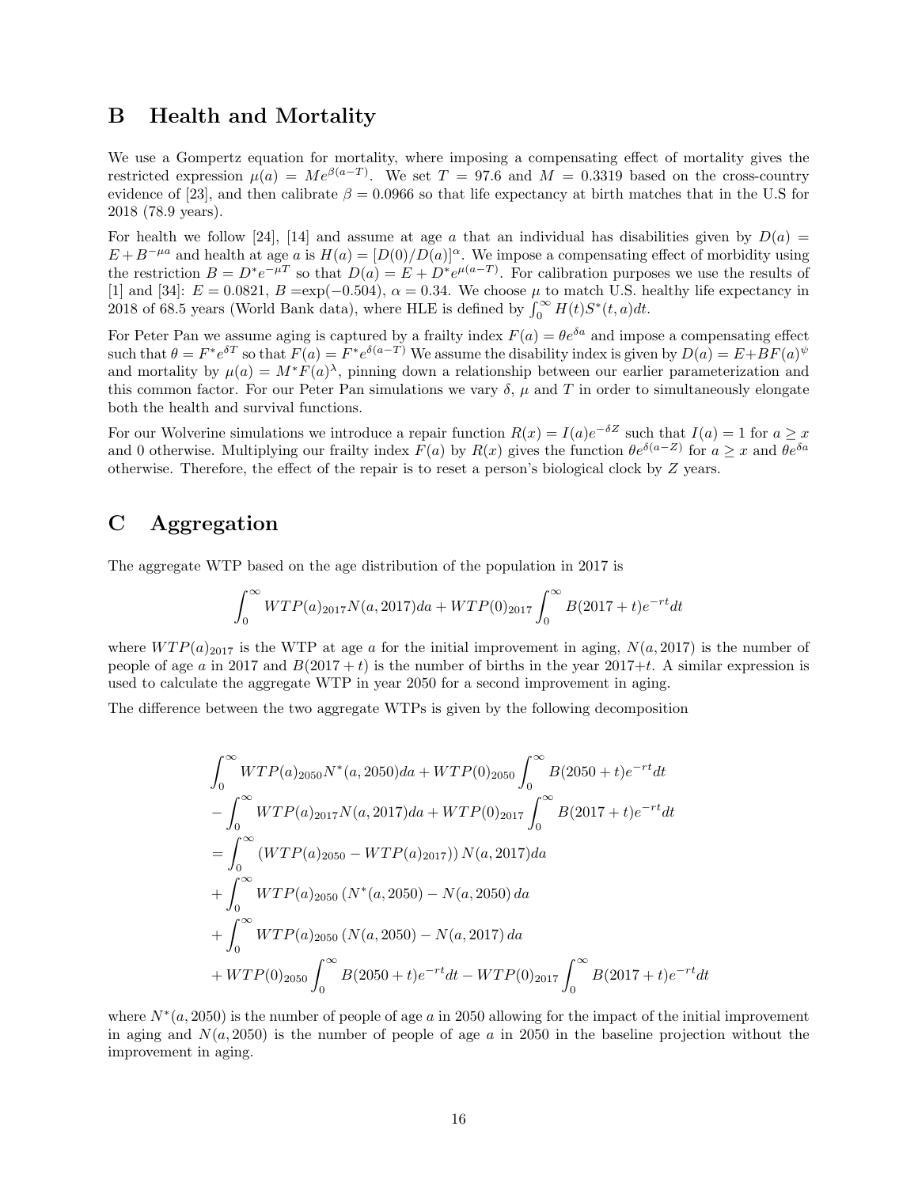## B Health and Mortality

We use a Gompertz equation for mortality, where imposing a compensating effect of mortality gives the restricted expression $\mu(a) = Me^{\beta(a-T)}$. We set $T = 97.6$ and $M = 0.3319$ based on the cross-country evidence of [23], and then calibrate $\beta = 0.0966$ so that life expectancy at birth matches that in the U.S for 2018 (78.9 years).

For health we follow [24], [14] and assume at age $a$ that an individual has disabilities given by $D(a) = E + B^{-\mu a}$ and health at age $a$ is $H(a) = [D(0)/D(a)]^{\alpha}$. We impose a compensating effect of morbidity using the restriction $B = D^{*}e^{-\mu T}$ so that $D(a) = E + D^{*}e^{\mu(a-T)}$. For calibration purposes we use the results of [1] and [34]: $E = 0.0821$, $B = \exp(-0.504)$, $\alpha = 0.34$. We choose $\mu$ to match U.S. healthy life expectancy in 2018 of 68.5 years (World Bank data), where HLE is defined by $\int_0^\infty H(t)S^{*}(t,a)dt$.

For Peter Pan we assume aging is captured by a frailty index $F(a) = \theta e^{\delta a}$ and impose a compensating effect such that $\theta = F^{*}e^{\delta T}$ so that $F(a) = F^{*}e^{\delta(a-T)}$ We assume the disability index is given by $D(a) = E + BF(a)^{\psi}$ and mortality by $\mu(a) = M^{*}F(a)^{\lambda}$, pinning down a relationship between our earlier parameterization and this common factor. For our Peter Pan simulations we vary $\delta$, $\mu$ and $T$ in order to simultaneously elongate both the health and survival functions.

For our Wolverine simulations we introduce a repair function $R(x) = I(a)e^{-\delta Z}$ such that $I(a) = 1$ for $a \geq x$ and 0 otherwise. Multiplying our frailty index $F(a)$ by $R(x)$ gives the function $\theta e^{\delta(a-Z)}$ for $a \geq x$ and $\theta e^{\delta a}$ otherwise. Therefore, the effect of the repair is to reset a person's biological clock by $Z$ years.

## C Aggregation

The aggregate WTP based on the age distribution of the population in 2017 is

$$\int_0^\infty WTP(a)_{2017}N(a,2017)da + WTP(0)_{2017}\int_0^\infty B(2017+t)e^{-rt}dt$$

where $WTP(a)_{2017}$ is the WTP at age $a$ for the initial improvement in aging, $N(a,2017)$ is the number of people of age $a$ in 2017 and $B(2017+t)$ is the number of births in the year 2017+$t$. A similar expression is used to calculate the aggregate WTP in year 2050 for a second improvement in aging.

The difference between the two aggregate WTPs is given by the following decomposition

$$\begin{aligned}
&\int_0^\infty WTP(a)_{2050}N^{*}(a,2050)da + WTP(0)_{2050}\int_0^\infty B(2050+t)e^{-rt}dt \\
&-\int_0^\infty WTP(a)_{2017}N(a,2017)da + WTP(0)_{2017}\int_0^\infty B(2017+t)e^{-rt}dt \\
&= \int_0^\infty \left(WTP(a)_{2050} - WTP(a)_{2017}\right)N(a,2017)da \\
&+ \int_0^\infty WTP(a)_{2050}\left(N^{*}(a,2050) - N(a,2050)\right)da \\
&+ \int_0^\infty WTP(a)_{2050}\left(N(a,2050) - N(a,2017)\right)da \\
&+ WTP(0)_{2050}\int_0^\infty B(2050+t)e^{-rt}dt - WTP(0)_{2017}\int_0^\infty B(2017+t)e^{-rt}dt
\end{aligned}$$

where $N^{*}(a,2050)$ is the number of people of age $a$ in 2050 allowing for the impact of the initial improvement in aging and $N(a,2050)$ is the number of people of age $a$ in 2050 in the baseline projection without the improvement in aging.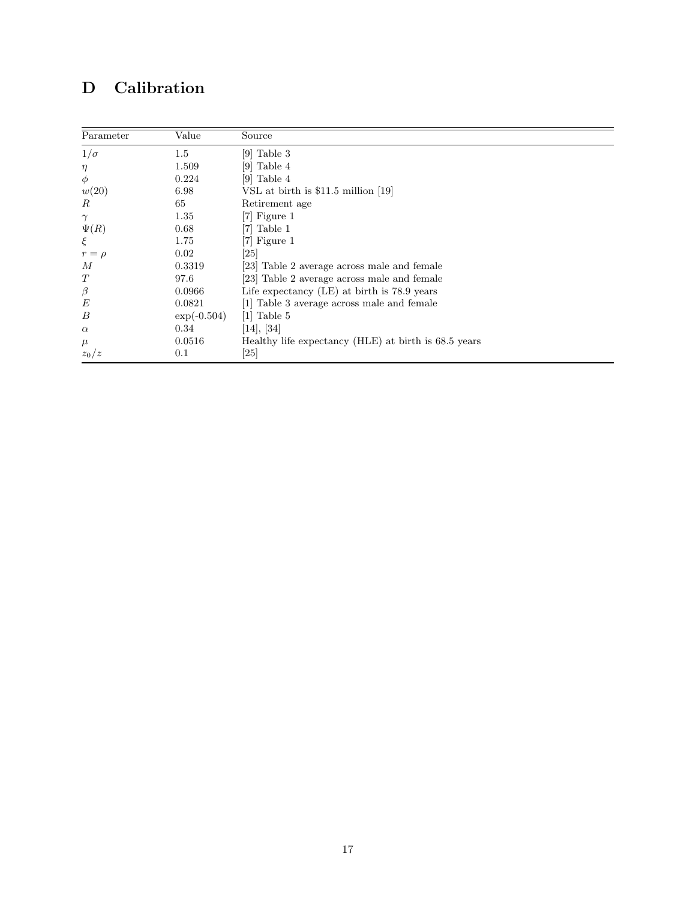# D Calibration

| Parameter | Value | Source |
|---|---|---|
| $1/\sigma$ | 1.5 | [9] Table 3 |
| $\eta$ | 1.509 | [9] Table 4 |
| $\phi$ | 0.224 | [9] Table 4 |
| $w(20)$ | 6.98 | VSL at birth is \$11.5 million [19] |
| $R$ | 65 | Retirement age |
| $\gamma$ | 1.35 | [7] Figure 1 |
| $\Psi(R)$ | 0.68 | [7] Table 1 |
| $\xi$ | 1.75 | [7] Figure 1 |
| $r = \rho$ | 0.02 | [25] |
| $M$ | 0.3319 | [23] Table 2 average across male and female |
| $T$ | 97.6 | [23] Table 2 average across male and female |
| $\beta$ | 0.0966 | Life expectancy (LE) at birth is 78.9 years |
| $E$ | 0.0821 | [1] Table 3 average across male and female |
| $B$ | exp(-0.504) | [1] Table 5 |
| $\alpha$ | 0.34 | [14], [34] |
| $\mu$ | 0.0516 | Healthy life expectancy (HLE) at birth is 68.5 years |
| $z_0/z$ | 0.1 | [25] |